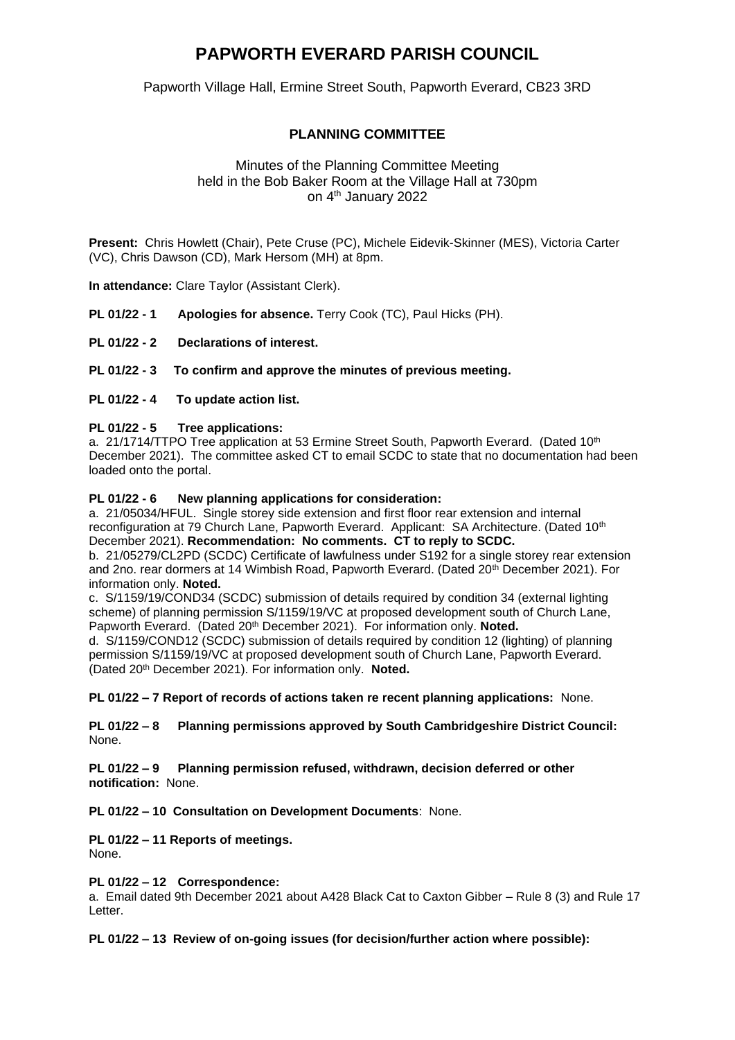# PAPWORTH EVERARD PARISH COUNCIL

Papworth Village Hall, Ermine Street South, Papworth Everard, CB23 3RD

## PLANNING COMMITTEE

Minutes of the Planning Committee Meeting
held in the Bob Baker Room at the Village Hall at 730pm
on 4th January 2022

**Present:** Chris Howlett (Chair), Pete Cruse (PC), Michele Eidevik-Skinner (MES), Victoria Carter (VC), Chris Dawson (CD), Mark Hersom (MH) at 8pm.

**In attendance:** Clare Taylor (Assistant Clerk).

**PL 01/22 - 1 Apologies for absence.** Terry Cook (TC), Paul Hicks (PH).

**PL 01/22 - 2 Declarations of interest.**

**PL 01/22 - 3 To confirm and approve the minutes of previous meeting.**

**PL 01/22 - 4 To update action list.**

**PL 01/22 - 5 Tree applications:**

a. 21/1714/TTPO Tree application at 53 Ermine Street South, Papworth Everard. (Dated 10th December 2021). The committee asked CT to email SCDC to state that no documentation had been loaded onto the portal.

**PL 01/22 - 6 New planning applications for consideration:**

a. 21/05034/HFUL. Single storey side extension and first floor rear extension and internal reconfiguration at 79 Church Lane, Papworth Everard. Applicant: SA Architecture. (Dated 10th December 2021). **Recommendation: No comments. CT to reply to SCDC.**

b. 21/05279/CL2PD (SCDC) Certificate of lawfulness under S192 for a single storey rear extension and 2no. rear dormers at 14 Wimbish Road, Papworth Everard. (Dated 20th December 2021). For information only. **Noted.**

c. S/1159/19/COND34 (SCDC) submission of details required by condition 34 (external lighting scheme) of planning permission S/1159/19/VC at proposed development south of Church Lane, Papworth Everard. (Dated 20th December 2021). For information only. **Noted.**

d. S/1159/COND12 (SCDC) submission of details required by condition 12 (lighting) of planning permission S/1159/19/VC at proposed development south of Church Lane, Papworth Everard. (Dated 20th December 2021). For information only. **Noted.**

**PL 01/22 – 7 Report of records of actions taken re recent planning applications:** None.

**PL 01/22 – 8 Planning permissions approved by South Cambridgeshire District Council:** None.

**PL 01/22 – 9 Planning permission refused, withdrawn, decision deferred or other notification:** None.

**PL 01/22 – 10 Consultation on Development Documents**: None.

**PL 01/22 – 11 Reports of meetings.**
None.

**PL 01/22 – 12 Correspondence:**

a. Email dated 9th December 2021 about A428 Black Cat to Caxton Gibber – Rule 8 (3) and Rule 17 Letter.

**PL 01/22 – 13 Review of on-going issues (for decision/further action where possible):**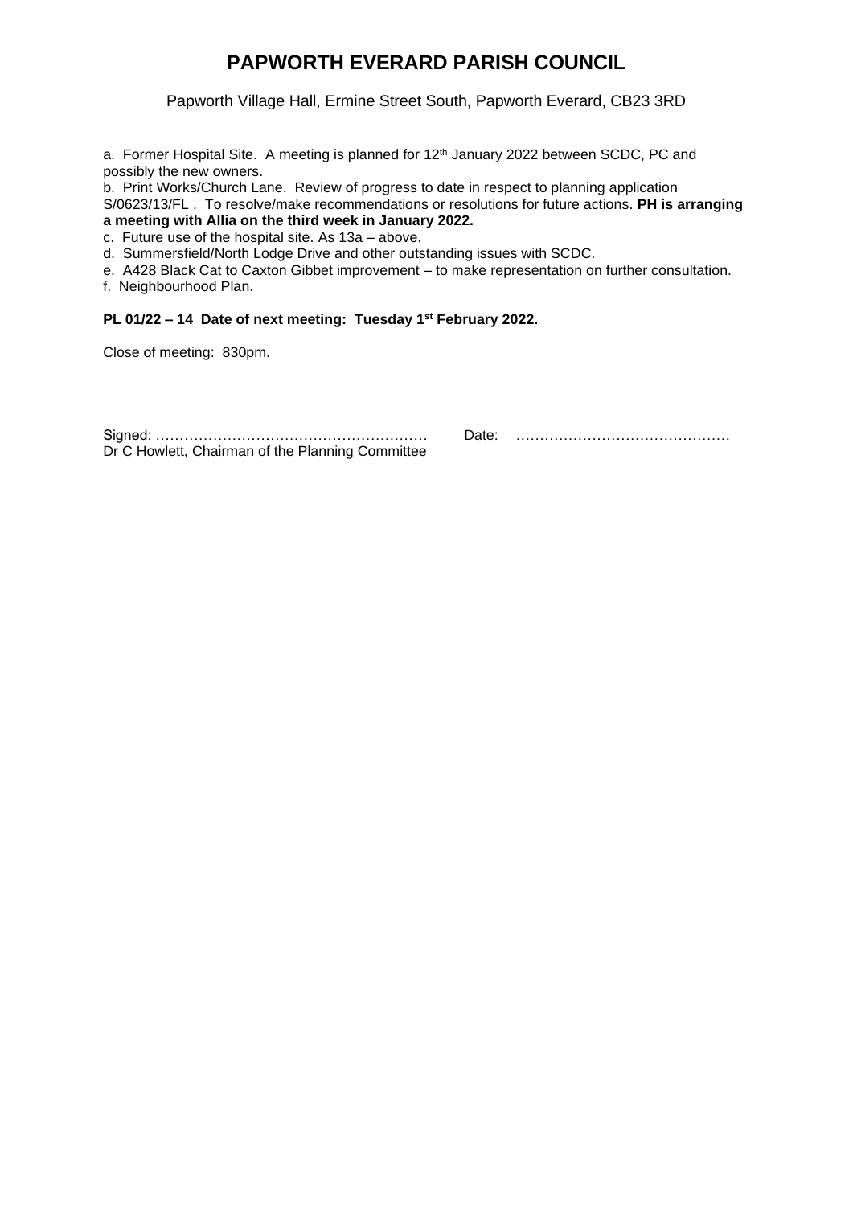# PAPWORTH EVERARD PARISH COUNCIL

Papworth Village Hall, Ermine Street South, Papworth Everard, CB23 3RD

a. Former Hospital Site. A meeting is planned for 12th January 2022 between SCDC, PC and possibly the new owners.
b. Print Works/Church Lane. Review of progress to date in respect to planning application S/0623/13/FL . To resolve/make recommendations or resolutions for future actions. **PH is arranging a meeting with Allia on the third week in January 2022.**
c. Future use of the hospital site. As 13a – above.
d. Summersfield/North Lodge Drive and other outstanding issues with SCDC.
e. A428 Black Cat to Caxton Gibbet improvement – to make representation on further consultation.
f. Neighbourhood Plan.

**PL 01/22 – 14 Date of next meeting: Tuesday 1st February 2022.**

Close of meeting: 830pm.

Signed: ……………………………………………… Date: ………………………………………
Dr C Howlett, Chairman of the Planning Committee